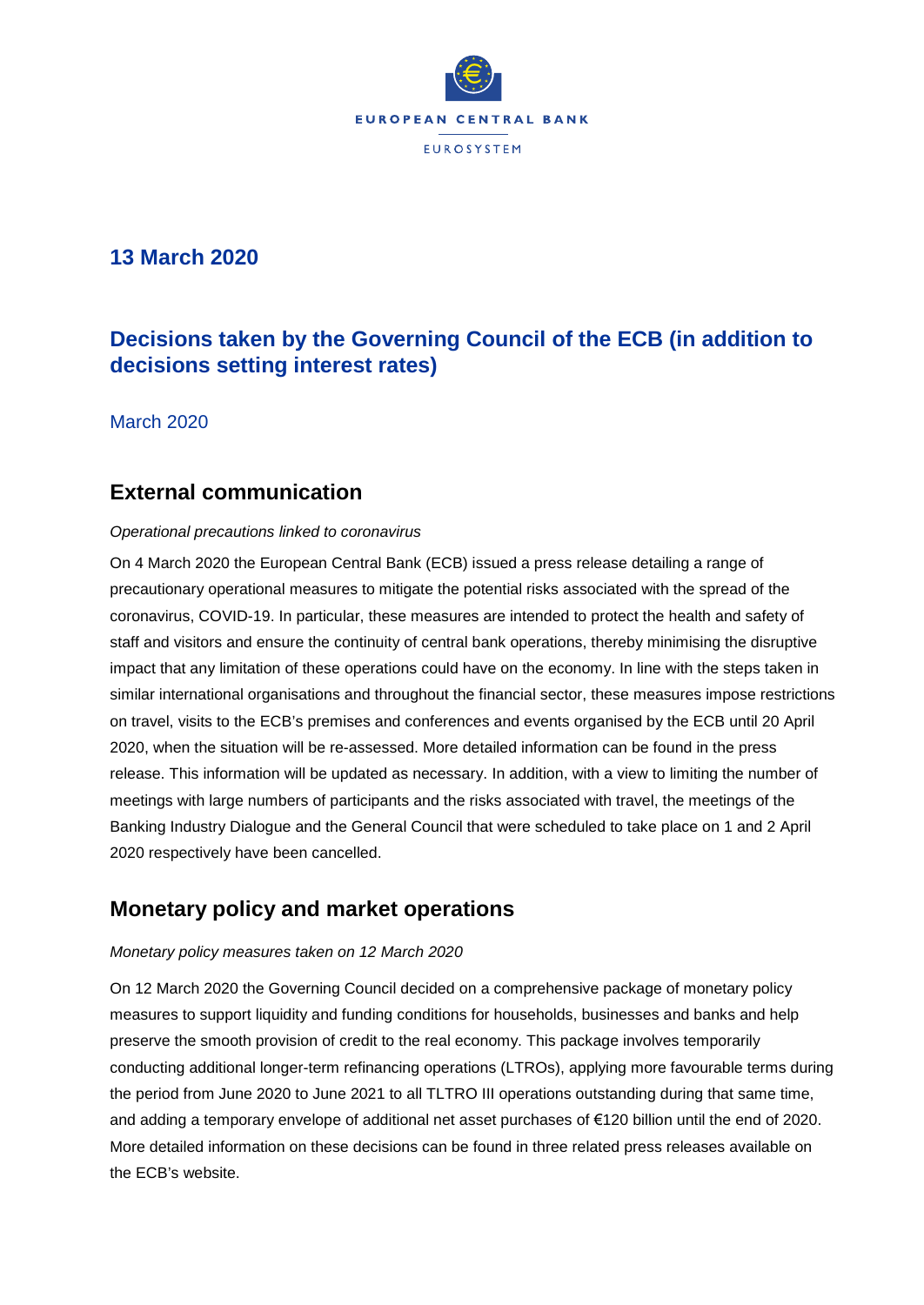# 13 March 2020

## Decisions taken by the Governing Council of the ECB (in addition to decisions setting interest rates)

March 2020

## External communication

*Operational precautions linked to coronavirus*

On 4 March 2020 the European Central Bank (ECB) issued a press release detailing a range of precautionary operational measures to mitigate the potential risks associated with the spread of the coronavirus, COVID-19. In particular, these measures are intended to protect the health and safety of staff and visitors and ensure the continuity of central bank operations, thereby minimising the disruptive impact that any limitation of these operations could have on the economy. In line with the steps taken in similar international organisations and throughout the financial sector, these measures impose restrictions on travel, visits to the ECB's premises and conferences and events organised by the ECB until 20 April 2020, when the situation will be re-assessed. More detailed information can be found in the press release. This information will be updated as necessary. In addition, with a view to limiting the number of meetings with large numbers of participants and the risks associated with travel, the meetings of the Banking Industry Dialogue and the General Council that were scheduled to take place on 1 and 2 April 2020 respectively have been cancelled.

## Monetary policy and market operations

*Monetary policy measures taken on 12 March 2020*

On 12 March 2020 the Governing Council decided on a comprehensive package of monetary policy measures to support liquidity and funding conditions for households, businesses and banks and help preserve the smooth provision of credit to the real economy. This package involves temporarily conducting additional longer-term refinancing operations (LTROs), applying more favourable terms during the period from June 2020 to June 2021 to all TLTRO III operations outstanding during that same time, and adding a temporary envelope of additional net asset purchases of €120 billion until the end of 2020. More detailed information on these decisions can be found in three related press releases available on the ECB's website.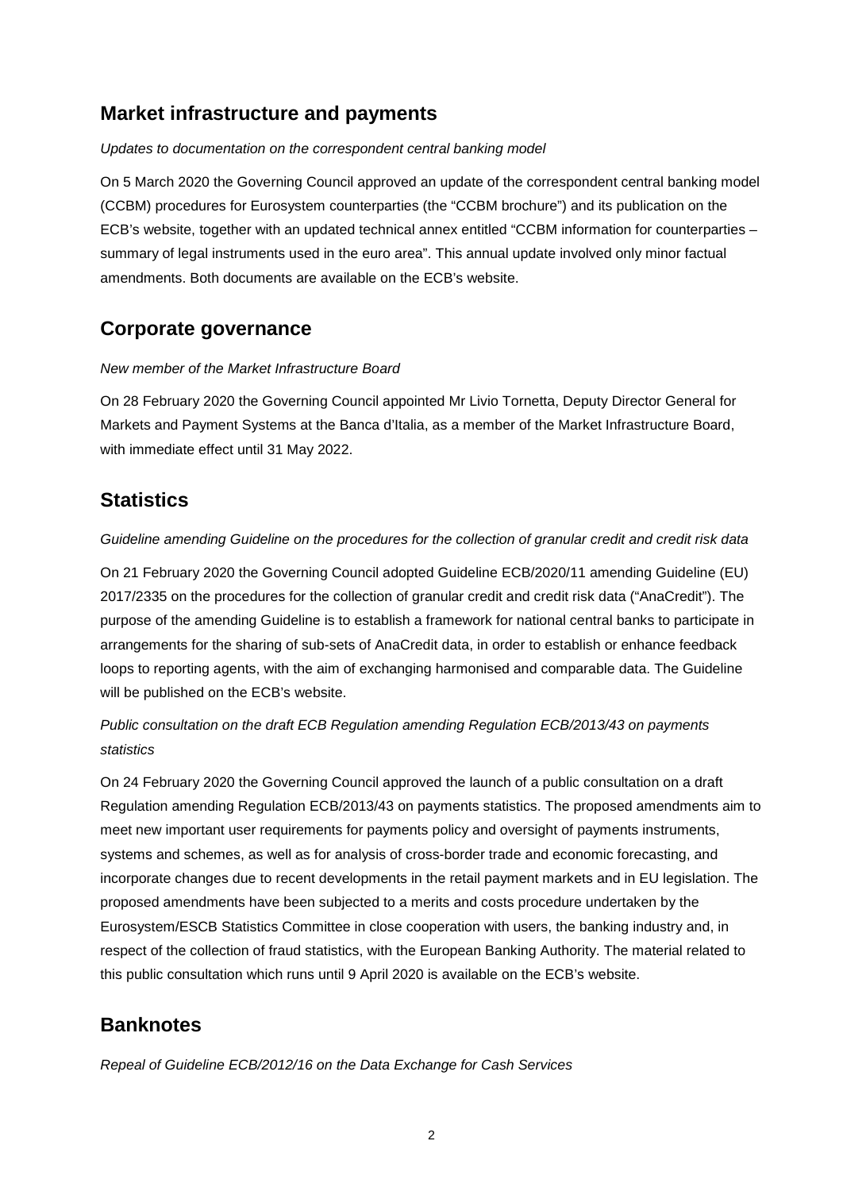## Market infrastructure and payments

*Updates to documentation on the correspondent central banking model*

On 5 March 2020 the Governing Council approved an update of the correspondent central banking model (CCBM) procedures for Eurosystem counterparties (the "CCBM brochure") and its publication on the ECB's website, together with an updated technical annex entitled "CCBM information for counterparties – summary of legal instruments used in the euro area". This annual update involved only minor factual amendments. Both documents are available on the ECB's website.

## Corporate governance

*New member of the Market Infrastructure Board*

On 28 February 2020 the Governing Council appointed Mr Livio Tornetta, Deputy Director General for Markets and Payment Systems at the Banca d'Italia, as a member of the Market Infrastructure Board, with immediate effect until 31 May 2022.

## Statistics

*Guideline amending Guideline on the procedures for the collection of granular credit and credit risk data*

On 21 February 2020 the Governing Council adopted Guideline ECB/2020/11 amending Guideline (EU) 2017/2335 on the procedures for the collection of granular credit and credit risk data ("AnaCredit"). The purpose of the amending Guideline is to establish a framework for national central banks to participate in arrangements for the sharing of sub-sets of AnaCredit data, in order to establish or enhance feedback loops to reporting agents, with the aim of exchanging harmonised and comparable data. The Guideline will be published on the ECB's website.

*Public consultation on the draft ECB Regulation amending Regulation ECB/2013/43 on payments statistics*

On 24 February 2020 the Governing Council approved the launch of a public consultation on a draft Regulation amending Regulation ECB/2013/43 on payments statistics. The proposed amendments aim to meet new important user requirements for payments policy and oversight of payments instruments, systems and schemes, as well as for analysis of cross-border trade and economic forecasting, and incorporate changes due to recent developments in the retail payment markets and in EU legislation. The proposed amendments have been subjected to a merits and costs procedure undertaken by the Eurosystem/ESCB Statistics Committee in close cooperation with users, the banking industry and, in respect of the collection of fraud statistics, with the European Banking Authority. The material related to this public consultation which runs until 9 April 2020 is available on the ECB's website.

## Banknotes

*Repeal of Guideline ECB/2012/16 on the Data Exchange for Cash Services*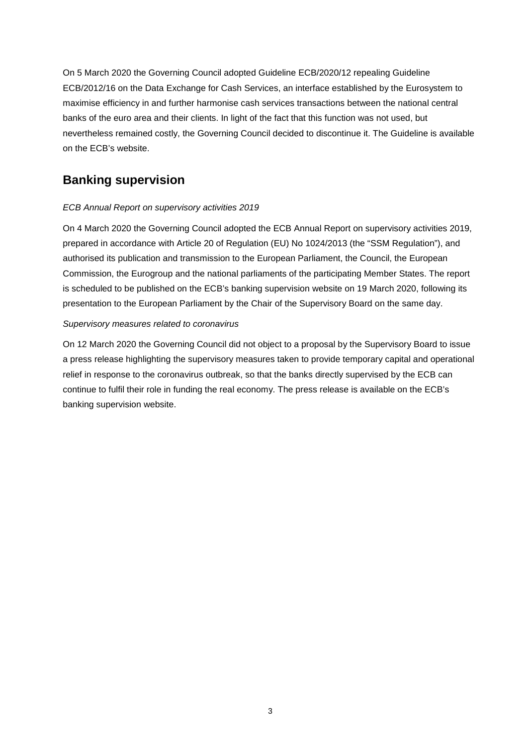On 5 March 2020 the Governing Council adopted Guideline ECB/2020/12 repealing Guideline ECB/2012/16 on the Data Exchange for Cash Services, an interface established by the Eurosystem to maximise efficiency in and further harmonise cash services transactions between the national central banks of the euro area and their clients. In light of the fact that this function was not used, but nevertheless remained costly, the Governing Council decided to discontinue it. The Guideline is available on the ECB's website.

## Banking supervision

*ECB Annual Report on supervisory activities 2019*

On 4 March 2020 the Governing Council adopted the ECB Annual Report on supervisory activities 2019, prepared in accordance with Article 20 of Regulation (EU) No 1024/2013 (the "SSM Regulation"), and authorised its publication and transmission to the European Parliament, the Council, the European Commission, the Eurogroup and the national parliaments of the participating Member States. The report is scheduled to be published on the ECB's banking supervision website on 19 March 2020, following its presentation to the European Parliament by the Chair of the Supervisory Board on the same day.

*Supervisory measures related to coronavirus*

On 12 March 2020 the Governing Council did not object to a proposal by the Supervisory Board to issue a press release highlighting the supervisory measures taken to provide temporary capital and operational relief in response to the coronavirus outbreak, so that the banks directly supervised by the ECB can continue to fulfil their role in funding the real economy. The press release is available on the ECB's banking supervision website.